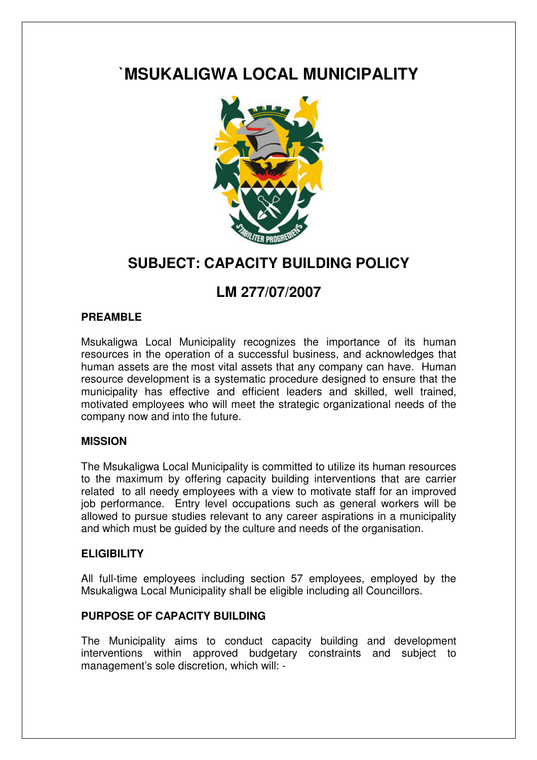# `MSUKALIGWA LOCAL MUNICIPALITY

## SUBJECT: CAPACITY BUILDING POLICY

## LM 277/07/2007

### PREAMBLE

Msukaligwa Local Municipality recognizes the importance of its human resources in the operation of a successful business, and acknowledges that human assets are the most vital assets that any company can have. Human resource development is a systematic procedure designed to ensure that the municipality has effective and efficient leaders and skilled, well trained, motivated employees who will meet the strategic organizational needs of the company now and into the future.

### MISSION

The Msukaligwa Local Municipality is committed to utilize its human resources to the maximum by offering capacity building interventions that are carrier related to all needy employees with a view to motivate staff for an improved job performance. Entry level occupations such as general workers will be allowed to pursue studies relevant to any career aspirations in a municipality and which must be guided by the culture and needs of the organisation.

### ELIGIBILITY

All full-time employees including section 57 employees, employed by the Msukaligwa Local Municipality shall be eligible including all Councillors.

### PURPOSE OF CAPACITY BUILDING

The Municipality aims to conduct capacity building and development interventions within approved budgetary constraints and subject to management's sole discretion, which will: -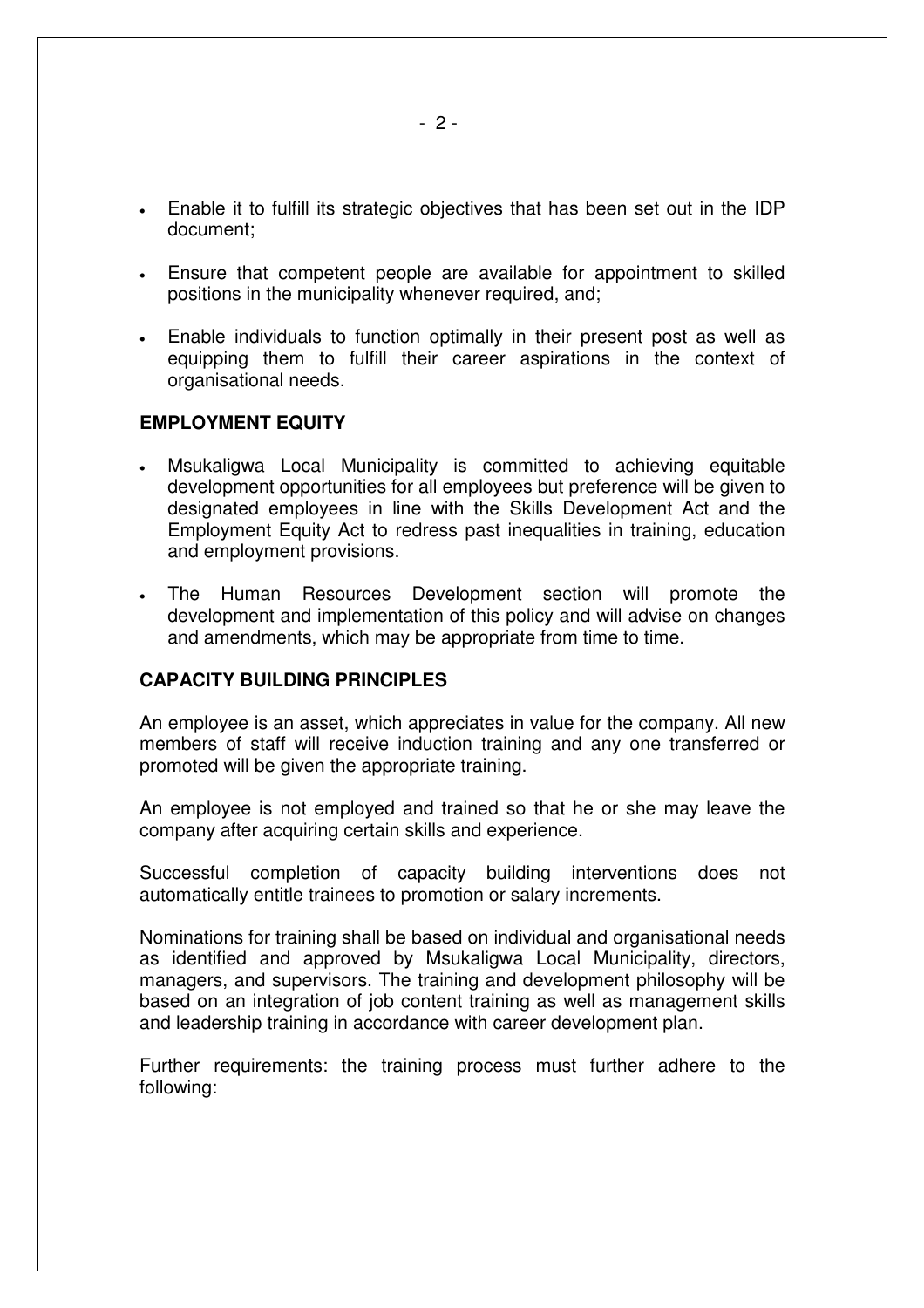- Enable it to fulfill its strategic objectives that has been set out in the IDP document;
- Ensure that competent people are available for appointment to skilled positions in the municipality whenever required, and;
- Enable individuals to function optimally in their present post as well as equipping them to fulfill their career aspirations in the context of organisational needs.

**EMPLOYMENT EQUITY**

- Msukaligwa Local Municipality is committed to achieving equitable development opportunities for all employees but preference will be given to designated employees in line with the Skills Development Act and the Employment Equity Act to redress past inequalities in training, education and employment provisions.
- The Human Resources Development section will promote the development and implementation of this policy and will advise on changes and amendments, which may be appropriate from time to time.

**CAPACITY BUILDING PRINCIPLES**

An employee is an asset, which appreciates in value for the company. All new members of staff will receive induction training and any one transferred or promoted will be given the appropriate training.

An employee is not employed and trained so that he or she may leave the company after acquiring certain skills and experience.

Successful completion of capacity building interventions does not automatically entitle trainees to promotion or salary increments.

Nominations for training shall be based on individual and organisational needs as identified and approved by Msukaligwa Local Municipality, directors, managers, and supervisors. The training and development philosophy will be based on an integration of job content training as well as management skills and leadership training in accordance with career development plan.

Further requirements: the training process must further adhere to the following: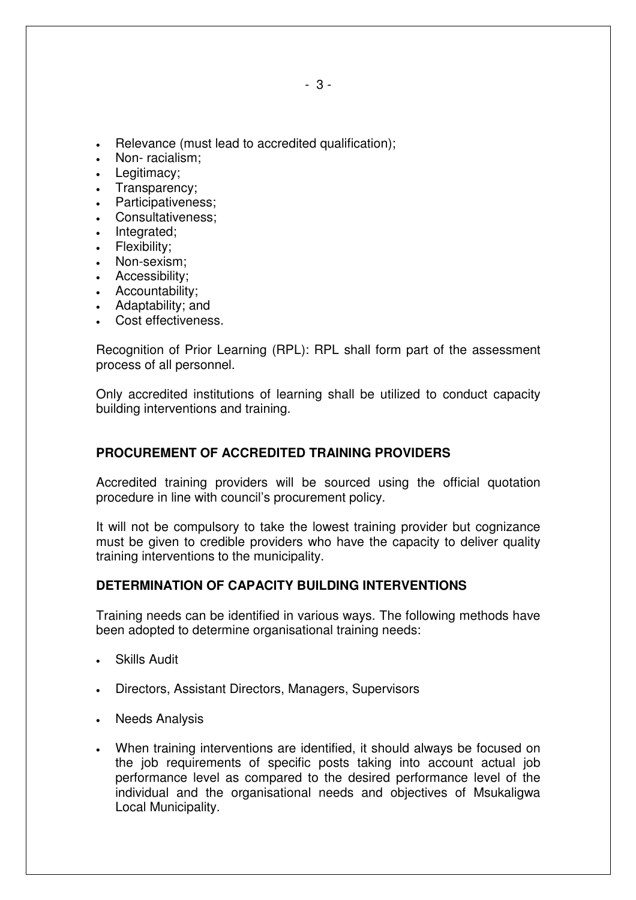- Relevance (must lead to accredited qualification);
- Non- racialism;
- Legitimacy;
- Transparency;
- Participativeness;
- Consultativeness;
- Integrated;
- Flexibility;
- Non-sexism;
- Accessibility;
- Accountability;
- Adaptability; and
- Cost effectiveness.

Recognition of Prior Learning (RPL): RPL shall form part of the assessment process of all personnel.

Only accredited institutions of learning shall be utilized to conduct capacity building interventions and training.

**PROCUREMENT OF ACCREDITED TRAINING PROVIDERS**

Accredited training providers will be sourced using the official quotation procedure in line with council's procurement policy.

It will not be compulsory to take the lowest training provider but cognizance must be given to credible providers who have the capacity to deliver quality training interventions to the municipality.

**DETERMINATION OF CAPACITY BUILDING INTERVENTIONS**

Training needs can be identified in various ways. The following methods have been adopted to determine organisational training needs:

- Skills Audit
- Directors, Assistant Directors, Managers, Supervisors
- Needs Analysis
- When training interventions are identified, it should always be focused on the job requirements of specific posts taking into account actual job performance level as compared to the desired performance level of the individual and the organisational needs and objectives of Msukaligwa Local Municipality.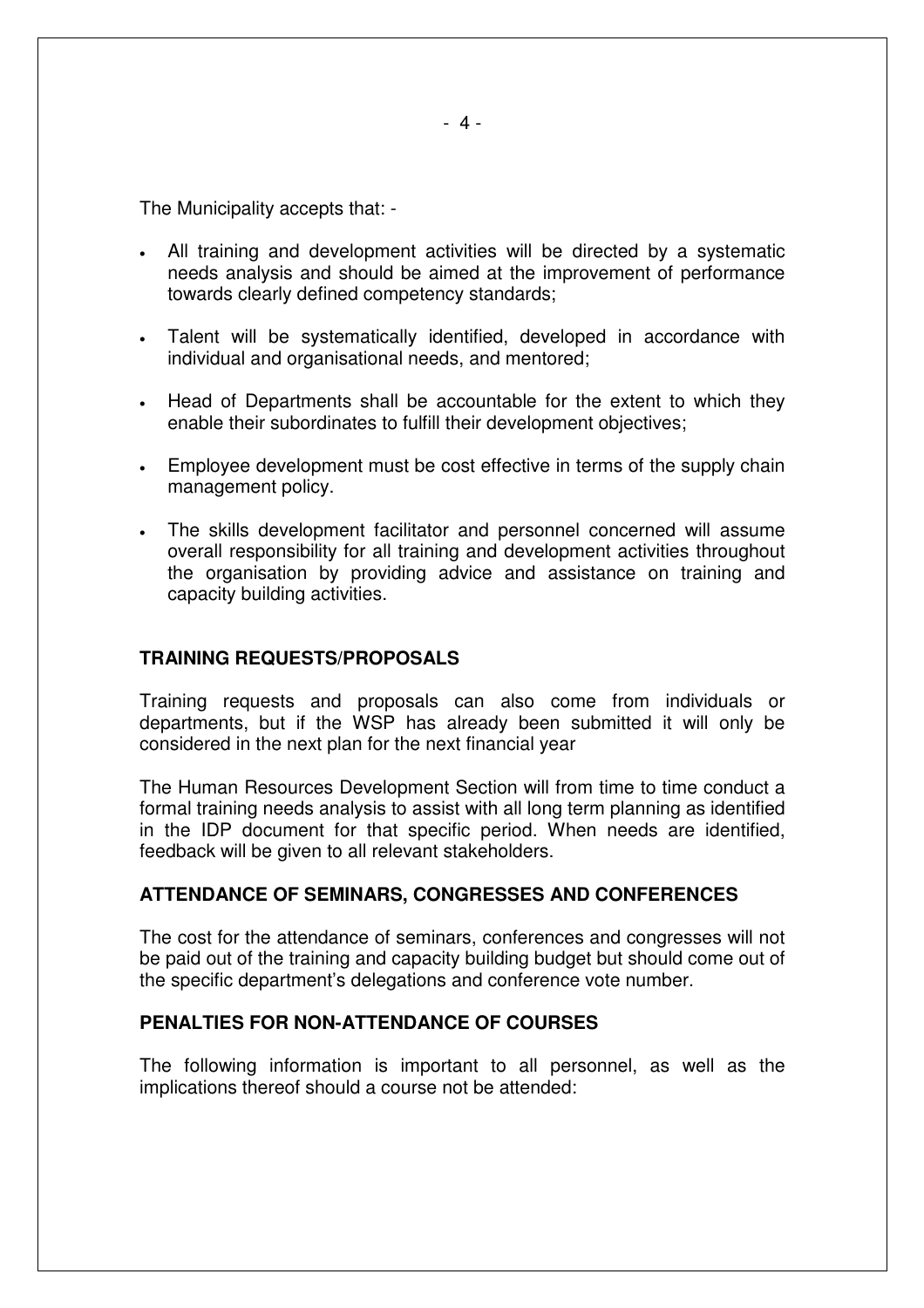The Municipality accepts that: -

- All training and development activities will be directed by a systematic needs analysis and should be aimed at the improvement of performance towards clearly defined competency standards;
- Talent will be systematically identified, developed in accordance with individual and organisational needs, and mentored;
- Head of Departments shall be accountable for the extent to which they enable their subordinates to fulfill their development objectives;
- Employee development must be cost effective in terms of the supply chain management policy.
- The skills development facilitator and personnel concerned will assume overall responsibility for all training and development activities throughout the organisation by providing advice and assistance on training and capacity building activities.

**TRAINING REQUESTS/PROPOSALS**

Training requests and proposals can also come from individuals or departments, but if the WSP has already been submitted it will only be considered in the next plan for the next financial year

The Human Resources Development Section will from time to time conduct a formal training needs analysis to assist with all long term planning as identified in the IDP document for that specific period. When needs are identified, feedback will be given to all relevant stakeholders.

**ATTENDANCE OF SEMINARS, CONGRESSES AND CONFERENCES**

The cost for the attendance of seminars, conferences and congresses will not be paid out of the training and capacity building budget but should come out of the specific department's delegations and conference vote number.

**PENALTIES FOR NON-ATTENDANCE OF COURSES**

The following information is important to all personnel, as well as the implications thereof should a course not be attended: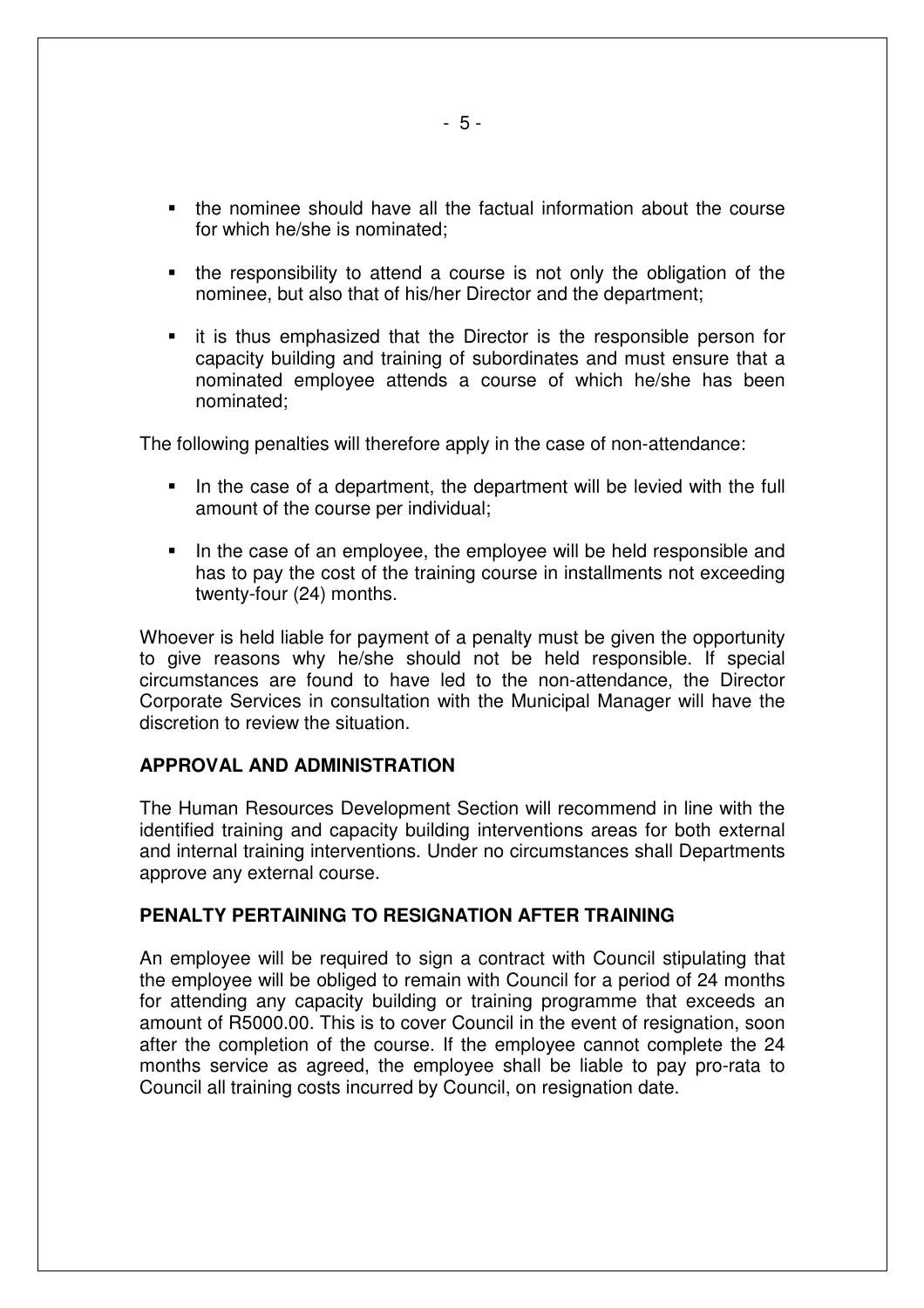- the nominee should have all the factual information about the course for which he/she is nominated;
- the responsibility to attend a course is not only the obligation of the nominee, but also that of his/her Director and the department;
- it is thus emphasized that the Director is the responsible person for capacity building and training of subordinates and must ensure that a nominated employee attends a course of which he/she has been nominated;

The following penalties will therefore apply in the case of non-attendance:

- In the case of a department, the department will be levied with the full amount of the course per individual;
- In the case of an employee, the employee will be held responsible and has to pay the cost of the training course in installments not exceeding twenty-four (24) months.

Whoever is held liable for payment of a penalty must be given the opportunity to give reasons why he/she should not be held responsible. If special circumstances are found to have led to the non-attendance, the Director Corporate Services in consultation with the Municipal Manager will have the discretion to review the situation.

**APPROVAL AND ADMINISTRATION**

The Human Resources Development Section will recommend in line with the identified training and capacity building interventions areas for both external and internal training interventions. Under no circumstances shall Departments approve any external course.

**PENALTY PERTAINING TO RESIGNATION AFTER TRAINING**

An employee will be required to sign a contract with Council stipulating that the employee will be obliged to remain with Council for a period of 24 months for attending any capacity building or training programme that exceeds an amount of R5000.00. This is to cover Council in the event of resignation, soon after the completion of the course. If the employee cannot complete the 24 months service as agreed, the employee shall be liable to pay pro-rata to Council all training costs incurred by Council, on resignation date.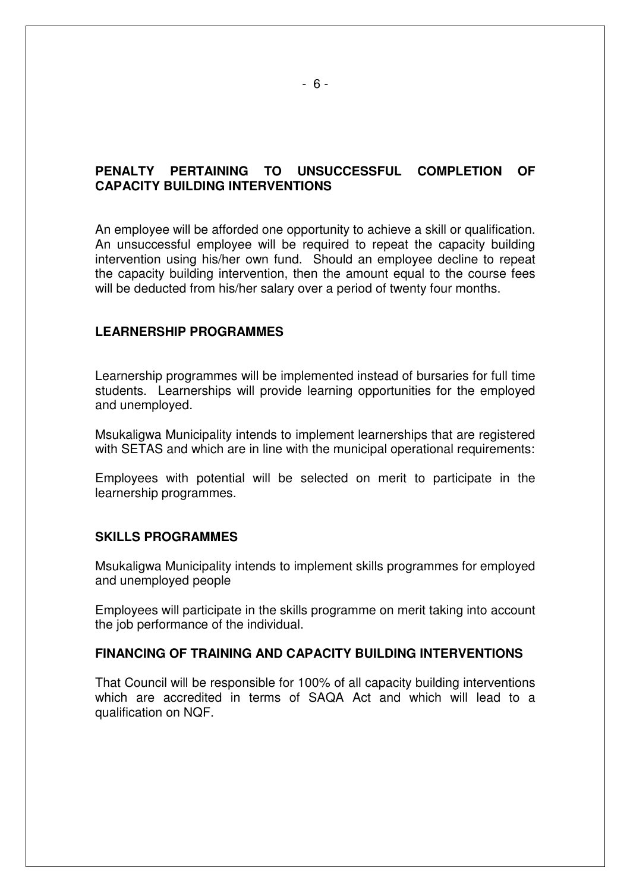**PENALTY PERTAINING TO UNSUCCESSFUL COMPLETION OF CAPACITY BUILDING INTERVENTIONS**

An employee will be afforded one opportunity to achieve a skill or qualification. An unsuccessful employee will be required to repeat the capacity building intervention using his/her own fund. Should an employee decline to repeat the capacity building intervention, then the amount equal to the course fees will be deducted from his/her salary over a period of twenty four months.

**LEARNERSHIP PROGRAMMES**

Learnership programmes will be implemented instead of bursaries for full time students. Learnerships will provide learning opportunities for the employed and unemployed.

Msukaligwa Municipality intends to implement learnerships that are registered with SETAS and which are in line with the municipal operational requirements:

Employees with potential will be selected on merit to participate in the learnership programmes.

**SKILLS PROGRAMMES**

Msukaligwa Municipality intends to implement skills programmes for employed and unemployed people

Employees will participate in the skills programme on merit taking into account the job performance of the individual.

**FINANCING OF TRAINING AND CAPACITY BUILDING INTERVENTIONS**

That Council will be responsible for 100% of all capacity building interventions which are accredited in terms of SAQA Act and which will lead to a qualification on NQF.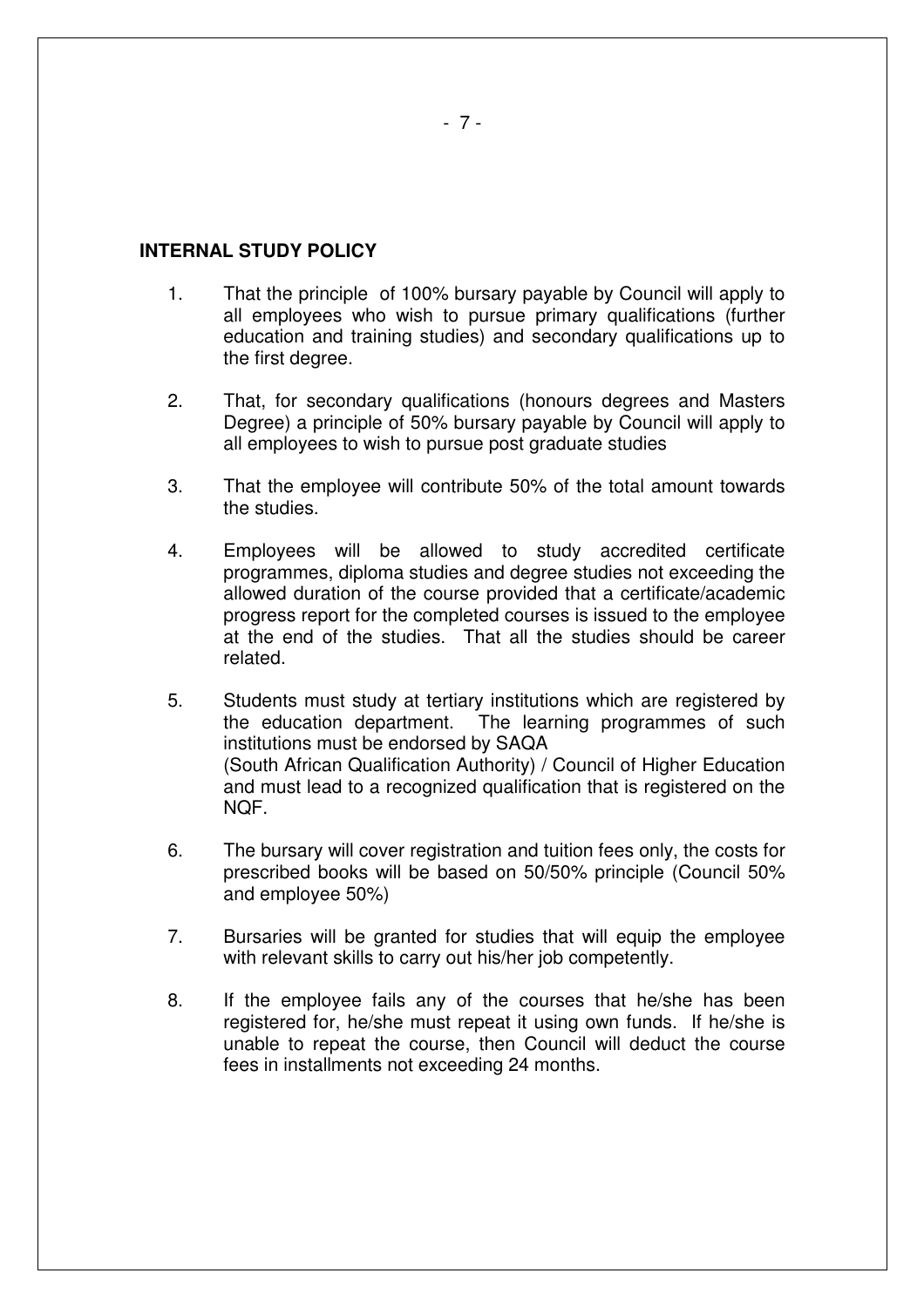**INTERNAL STUDY POLICY**

1. That the principle of 100% bursary payable by Council will apply to all employees who wish to pursue primary qualifications (further education and training studies) and secondary qualifications up to the first degree.

2. That, for secondary qualifications (honours degrees and Masters Degree) a principle of 50% bursary payable by Council will apply to all employees to wish to pursue post graduate studies

3. That the employee will contribute 50% of the total amount towards the studies.

4. Employees will be allowed to study accredited certificate programmes, diploma studies and degree studies not exceeding the allowed duration of the course provided that a certificate/academic progress report for the completed courses is issued to the employee at the end of the studies. That all the studies should be career related.

5. Students must study at tertiary institutions which are registered by the education department. The learning programmes of such institutions must be endorsed by SAQA (South African Qualification Authority) / Council of Higher Education and must lead to a recognized qualification that is registered on the NQF.

6. The bursary will cover registration and tuition fees only, the costs for prescribed books will be based on 50/50% principle (Council 50% and employee 50%)

7. Bursaries will be granted for studies that will equip the employee with relevant skills to carry out his/her job competently.

8. If the employee fails any of the courses that he/she has been registered for, he/she must repeat it using own funds. If he/she is unable to repeat the course, then Council will deduct the course fees in installments not exceeding 24 months.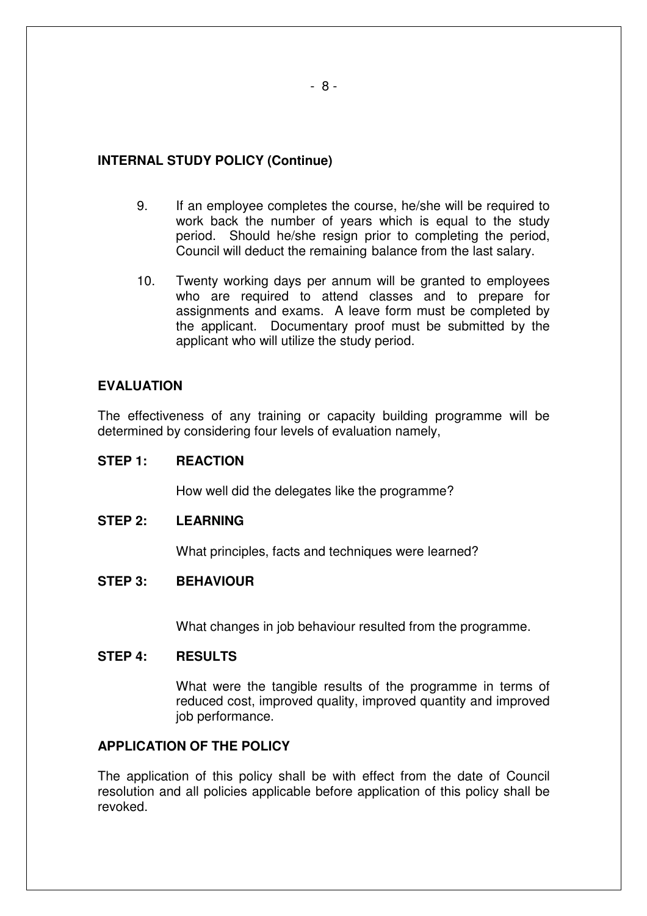**INTERNAL STUDY POLICY (Continue)**

9. If an employee completes the course, he/she will be required to work back the number of years which is equal to the study period. Should he/she resign prior to completing the period, Council will deduct the remaining balance from the last salary.

10. Twenty working days per annum will be granted to employees who are required to attend classes and to prepare for assignments and exams. A leave form must be completed by the applicant. Documentary proof must be submitted by the applicant who will utilize the study period.

**EVALUATION**

The effectiveness of any training or capacity building programme will be determined by considering four levels of evaluation namely,

**STEP 1: REACTION**

How well did the delegates like the programme?

**STEP 2: LEARNING**

What principles, facts and techniques were learned?

**STEP 3: BEHAVIOUR**

What changes in job behaviour resulted from the programme.

**STEP 4: RESULTS**

What were the tangible results of the programme in terms of reduced cost, improved quality, improved quantity and improved job performance.

**APPLICATION OF THE POLICY**

The application of this policy shall be with effect from the date of Council resolution and all policies applicable before application of this policy shall be revoked.